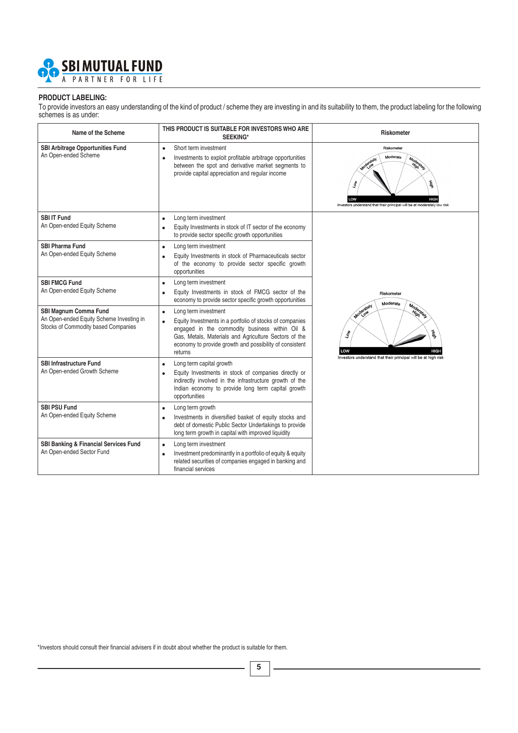## PRODUCT LABELING:

To provide investors an easy understanding of the kind of product / scheme they are investing in and its suitability to them, the product labeling for the following schemes is as under:

| Name of the Scheme | THIS PRODUCT IS SUITABLE FOR INVESTORS WHO ARE SEEKING* | Riskometer |
|---|---|---|
| **SBI Arbitrage Opportunities Fund** An Open-ended Scheme | • Short term investment<br>• Investments to exploit profitable arbitrage opportunities between the spot and derivative market segments to provide capital appreciation and regular income | Riskometer: Investors understand that their principal will be at moderately low risk |
| **SBI IT Fund** An Open-ended Equity Scheme | • Long term investment<br>• Equity Investments in stock of IT sector of the economy to provide sector specific growth opportunities | Riskometer: Investors understand that their principal will be at high risk |
| **SBI Pharma Fund** An Open-ended Equity Scheme | • Long term investment<br>• Equity Investments in stock of Pharmaceuticals sector of the economy to provide sector specific growth opportunities | |
| **SBI FMCG Fund** An Open-ended Equity Scheme | • Long term investment<br>• Equity Investments in stock of FMCG sector of the economy to provide sector specific growth opportunities | |
| **SBI Magnum Comma Fund** An Open-ended Equity Scheme Investing in Stocks of Commodity based Companies | • Long term investment<br>• Equity Investments in a portfolio of stocks of companies engaged in the commodity business within Oil & Gas, Metals, Materials and Agriculture Sectors of the economy to provide growth and possibility of consistent returns | |
| **SBI Infrastructure Fund** An Open-ended Growth Scheme | • Long term capital growth<br>• Equity Investments in stock of companies directly or indirectly involved in the infrastructure growth of the Indian economy to provide long term capital growth opportunities | |
| **SBI PSU Fund** An Open-ended Equity Scheme | • Long term growth<br>• Investments in diversified basket of equity stocks and debt of domestic Public Sector Undertakings to provide long term growth in capital with improved liquidity | |
| **SBI Banking & Financial Services Fund** An Open-ended Sector Fund | • Long term investment<br>• Investment predominantly in a portfolio of equity & equity related securities of companies engaged in banking and financial services | |

*Investors should consult their financial advisers if in doubt about whether the product is suitable for them.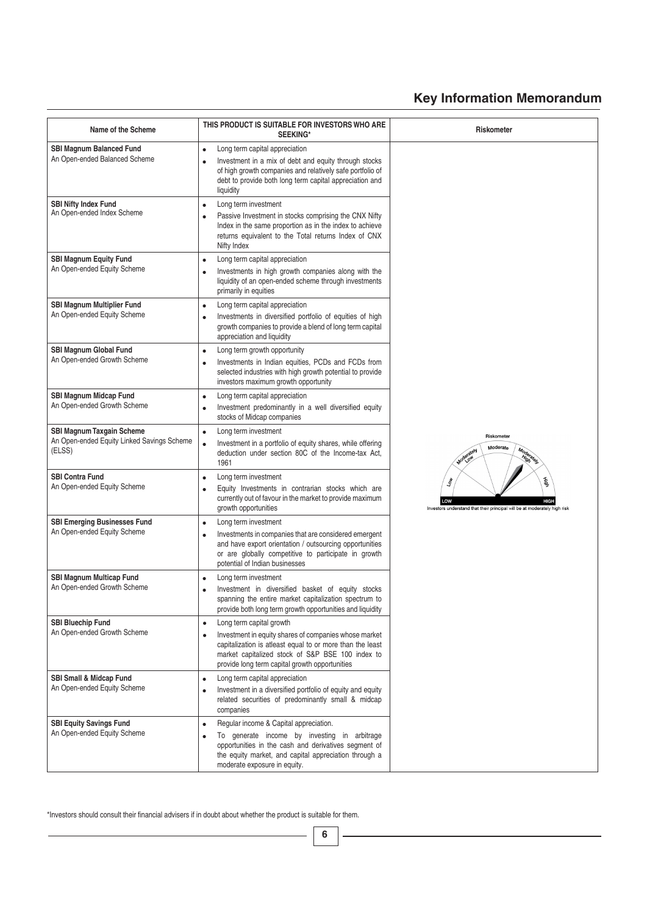# Key Information Memorandum

| Name of the Scheme | THIS PRODUCT IS SUITABLE FOR INVESTORS WHO ARE SEEKING* | Riskometer |
|---|---|---|
| **SBI Magnum Balanced Fund**<br>An Open-ended Balanced Scheme | • Long term capital appreciation<br>• Investment in a mix of debt and equity through stocks of high growth companies and relatively safe portfolio of debt to provide both long term capital appreciation and liquidity | Investors understand that their principal will be at moderately high risk |
| **SBI Nifty Index Fund**<br>An Open-ended Index Scheme | • Long term investment<br>• Passive Investment in stocks comprising the CNX Nifty Index in the same proportion as in the index to achieve returns equivalent to the Total returns Index of CNX Nifty Index | |
| **SBI Magnum Equity Fund**<br>An Open-ended Equity Scheme | • Long term capital appreciation<br>• Investments in high growth companies along with the liquidity of an open-ended scheme through investments primarily in equities | |
| **SBI Magnum Multiplier Fund**<br>An Open-ended Equity Scheme | • Long term capital appreciation<br>• Investments in diversified portfolio of equities of high growth companies to provide a blend of long term capital appreciation and liquidity | |
| **SBI Magnum Global Fund**<br>An Open-ended Growth Scheme | • Long term growth opportunity<br>• Investments in Indian equities, PCDs and FCDs from selected industries with high growth potential to provide investors maximum growth opportunity | |
| **SBI Magnum Midcap Fund**<br>An Open-ended Growth Scheme | • Long term capital appreciation<br>• Investment predominantly in a well diversified equity stocks of Midcap companies | |
| **SBI Magnum Taxgain Scheme**<br>An Open-ended Equity Linked Savings Scheme (ELSS) | • Long term investment<br>• Investment in a portfolio of equity shares, while offering deduction under section 80C of the Income-tax Act, 1961 | |
| **SBI Contra Fund**<br>An Open-ended Equity Scheme | • Long term investment<br>• Equity Investments in contrarian stocks which are currently out of favour in the market to provide maximum growth opportunities | |
| **SBI Emerging Businesses Fund**<br>An Open-ended Equity Scheme | • Long term investment<br>• Investments in companies that are considered emergent and have export orientation / outsourcing opportunities or are globally competitive to participate in growth potential of Indian businesses | |
| **SBI Magnum Multicap Fund**<br>An Open-ended Growth Scheme | • Long term investment<br>• Investment in diversified basket of equity stocks spanning the entire market capitalization spectrum to provide both long term growth opportunities and liquidity | |
| **SBI Bluechip Fund**<br>An Open-ended Growth Scheme | • Long term capital growth<br>• Investment in equity shares of companies whose market capitalization is atleast equal to or more than the least market capitalized stock of S&P BSE 100 index to provide long term capital growth opportunities | |
| **SBI Small & Midcap Fund**<br>An Open-ended Equity Scheme | • Long term capital appreciation<br>• Investment in a diversified portfolio of equity and equity related securities of predominantly small & midcap companies | |
| **SBI Equity Savings Fund**<br>An Open-ended Equity Scheme | • Regular income & Capital appreciation.<br>• To generate income by investing in arbitrage opportunities in the cash and derivatives segment of the equity market, and capital appreciation through a moderate exposure in equity. | |

*Investors should consult their financial advisers if in doubt about whether the product is suitable for them.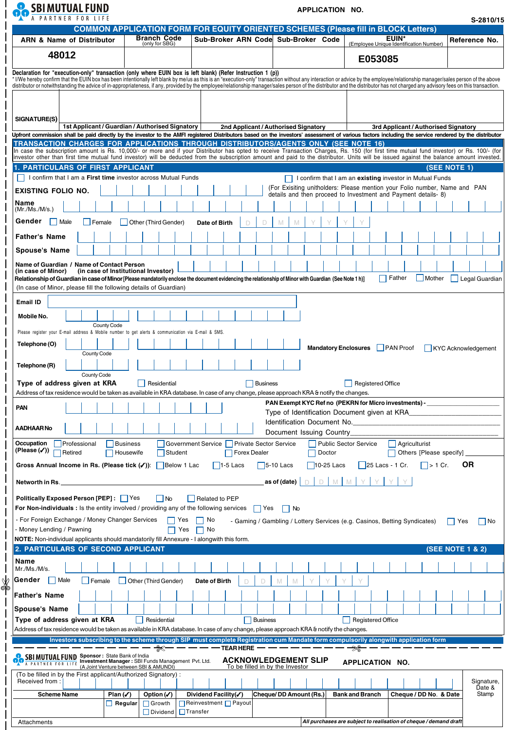**SBI MUTUAL FUND**
A PARTNER FOR LIFE

APPLICATION NO.

S-2810/15

## COMMON APPLICATION FORM FOR EQUITY ORIENTED SCHEMES (Please fill in BLOCK Letters)

| ARN & Name of Distributor | Branch Code (only for SBG) | Sub-Broker ARN Code | Sub-Broker Code | EUIN* (Employee Unique Identification Number) | Reference No. |
|---|---|---|---|---|---|
| 48012 | | | | E053085 | |

**Declaration for "execution-only" transaction (only where EUIN box is left blank) (Refer Instruction 1 (p))**

* I/We hereby confirm that the EUIN box has been intentionally left blank by me/us as this is an "execution-only" transaction without any interaction or advice by the employee/relationship manager/sales person of the above distributor or notwithstanding the advice of in-appropriateness, if any, provided by the employee/relationship manager/sales person of the distributor and the distributor has not charged any advisory fees on this transaction.

| SIGNATURE(S) | 1st Applicant / Guardian / Authorised Signatory | 2nd Applicant / Authorised Signatory | 3rd Applicant / Authorised Signatory |
|---|---|---|---|

Upfront commission shall be paid directly by the investor to the AMFI registered Distributors based on the investors' assessment of various factors including the service rendered by the distributor

### TRANSACTION CHARGES FOR APPLICATIONS THROUGH DISTRIBUTORS/AGENTS ONLY (SEE NOTE 16)

In case the subscription amount is Rs. 10,000/- or more and if your Distributor has opted to receive Transaction Charges, Rs. 150 (for first time mutual fund investor) or Rs. 100/- (for investor other than first time mutual fund investor) will be deducted from the subscription amount and paid to the distributor. Units will be issued against the balance amount invested.

### 1. PARTICULARS OF FIRST APPLICANT (SEE NOTE 1)

☐ I confirm that I am a **First time** investor across Mutual Funds ☐ I confirm that I am an **existing** investor in Mutual Funds

**EXISTING FOLIO NO.** (For Exisiting unitholders: Please mention your Folio number, Name and PAN details and then proceed to Investment and Payment details- 8)

**Name** (Mr./Ms./M/s.)

**Gender** ☐ Male ☐ Female ☐ Other (Third Gender) **Date of Birth** D D M M Y Y Y Y

**Father's Name**

**Spouse's Name**

**Name of Guardian / Name of Contact Person**
**(in case of Minor) (in case of Institutional Investor)**

**Relationship of Guardian in case of Minor [Please mandatorily enclose the document evidencing the relationship of Minor with Guardian (See Note 1 h)]** ☐ Father ☐ Mother ☐ Legal Guardian

(In case of Minor, please fill the following details of Guardian)

**Email ID**

**Mobile No.** County Code

Please register your E-mail address & Mobile number to get alerts & communication via E-mail & SMS.

**Telephone (O)** County Code **Mandatory Enclosures** ☐ PAN Proof ☐ KYC Acknowledgement

**Telephone (R)** County Code

**Type of address given at KRA** ☐ Residential ☐ Business ☐ Registered Office

Address of tax residence would be taken as available in KRA database. In case of any change, please approach KRA & notify the changes.

**PAN**

**AADHAAR No**

**PAN Exempt KYC Ref no (PEKRN for Micro investments) -** ____________
Type of Identification Document given at KRA____________
Identification Document No.____________
Document Issuing Country____________

**Occupation (Please (✓))** ☐ Professional ☐ Business ☐ Government Service ☐ Private Sector Service ☐ Public Sector Service ☐ Agriculturist ☐ Retired ☐ Housewife ☐ Student ☐ Forex Dealer ☐ Doctor ☐ Others [Please specify] ____________

**Gross Annual Income in Rs. (Please tick (✓)):** ☐ Below 1 Lac ☐ 1-5 Lacs ☐ 5-10 Lacs ☐ 10-25 Lacs ☐ 25 Lacs - 1 Cr. ☐ > 1 Cr. **OR**

**Networth in Rs.** ____________ **as of (date)** D D M M Y Y Y Y

**Politically Exposed Person [PEP] :** ☐ Yes ☐ No ☐ Related to PEP

**For Non-individuals :** Is the entity involved / providing any of the following services ☐ Yes ☐ No

- For Foreign Exchange / Money Changer Services ☐ Yes ☐ No - Gaming / Gambling / Lottery Services (e.g. Casinos, Betting Syndicates) ☐ Yes ☐ No
- Money Lending / Pawning ☐ Yes ☐ No

**NOTE:** Non-individual applicants should mandatorily fill Annexure - I alongwith this form.

### 2. PARTICULARS OF SECOND APPLICANT (SEE NOTE 1 & 2)

**Name** Mr./Ms./M/s.

**Gender** ☐ Male ☐ Female ☐ Other (Third Gender) **Date of Birth** D D M M Y Y Y Y

**Father's Name**

**Spouse's Name**

**Type of address given at KRA** ☐ Residential ☐ Business ☐ Registered Office

Address of tax residence would be taken as available in KRA database. In case of any change, please approach KRA & notify the changes.

**Investors subscribing to the scheme through SIP must complete Registration cum Mandate form compulsorily alongwith application form**

TEAR HERE

**SBI MUTUAL FUND** A PARTNER FOR LIFE
**Sponsor :** State Bank of India
**Investment Manager :** SBI Funds Management Pvt. Ltd. (A Joint Venture between SBI & AMUNDI)

## ACKNOWLEDGEMENT SLIP

To be filled in by the Investor

APPLICATION NO.

(To be filled in by the First applicant/Authorized Signatory) :
Received from :

| Scheme Name | Plan (✓) | Option (✓) | Dividend Facility(✓) | Cheque/ DD Amount (Rs.) | Bank and Branch | Cheque / DD No. & Date | Signature, Date & Stamp |
|---|---|---|---|---|---|---|---|
| | ☐ Regular | ☐ Growth ☐ Dividend | ☐ Reinvestment ☐ Payout ☐ Transfer | | | | |

Attachments

*All purchases are subject to realisation of cheque / demand draft*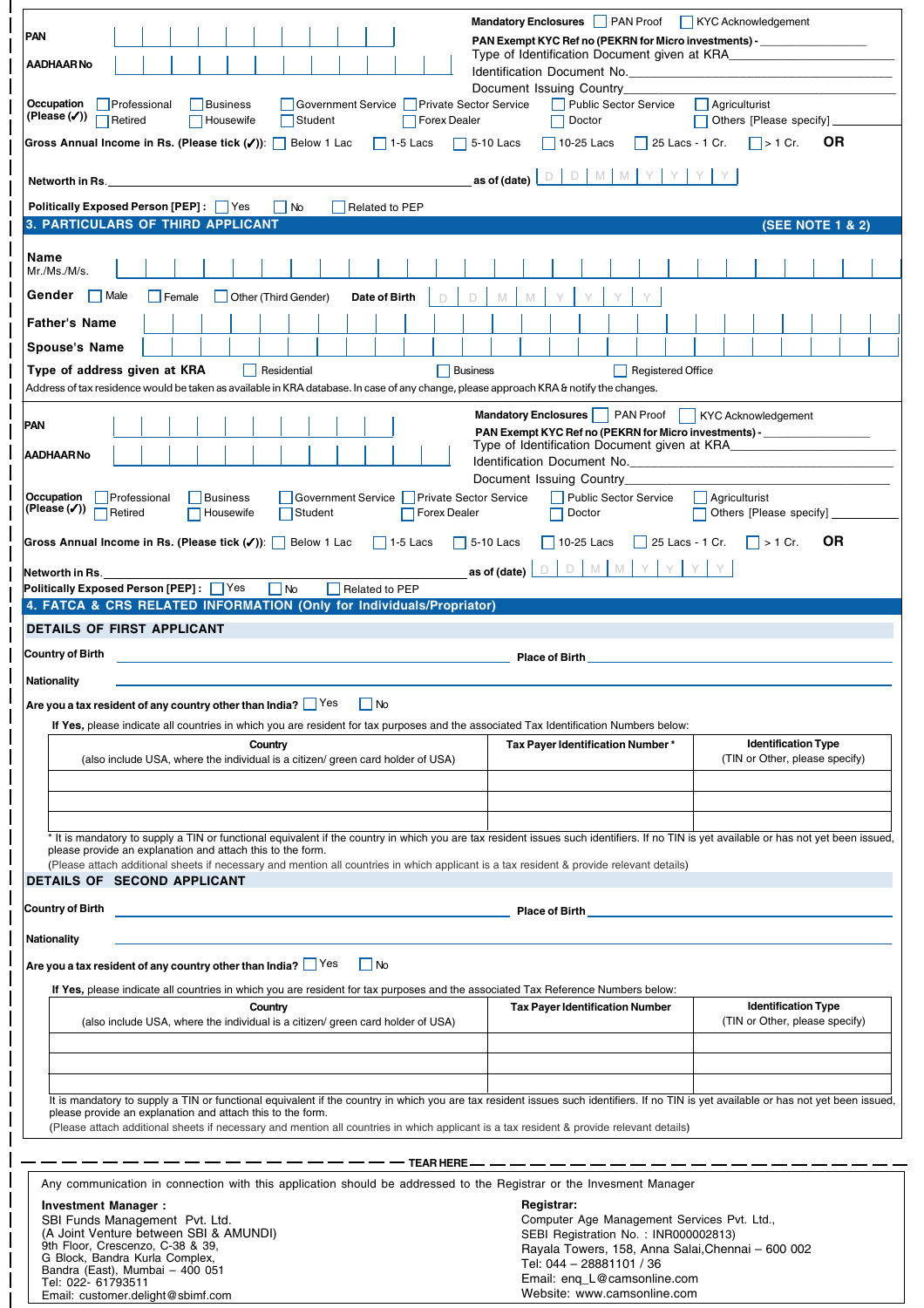PAN

AADHAAR No

Mandatory Enclosures ☐ PAN Proof ☐ KYC Acknowledgement

PAN Exempt KYC Ref no (PEKRN for Micro investments) - ____________

Type of Identification Document given at KRA____________

Identification Document No.____________

Document Issuing Country____________

Occupation (Please (✓)) ☐ Professional ☐ Business ☐ Government Service ☐ Private Sector Service ☐ Public Sector Service ☐ Agriculturist ☐ Retired ☐ Housewife ☐ Student ☐ Forex Dealer ☐ Doctor ☐ Others [Please specify] ____________

**Gross Annual Income in Rs. (Please tick (✓)):** ☐ Below 1 Lac ☐ 1-5 Lacs ☐ 5-10 Lacs ☐ 10-25 Lacs ☐ 25 Lacs - 1 Cr. ☐ > 1 Cr. **OR**

Networth in Rs.____________ as of (date) D D M M Y Y Y Y

Politically Exposed Person [PEP] : ☐ Yes ☐ No ☐ Related to PEP

## 3. PARTICULARS OF THIRD APPLICANT (SEE NOTE 1 & 2)

**Name**
Mr./Ms./M/s.

**Gender** ☐ Male ☐ Female ☐ Other (Third Gender) **Date of Birth** D D M M Y Y Y Y

**Father's Name**

**Spouse's Name**

**Type of address given at KRA** ☐ Residential ☐ Business ☐ Registered Office

Address of tax residence would be taken as available in KRA database. In case of any change, please approach KRA & notify the changes.

PAN

AADHAAR No

Mandatory Enclosures ☐ PAN Proof ☐ KYC Acknowledgement

PAN Exempt KYC Ref no (PEKRN for Micro investments) - ____________

Type of Identification Document given at KRA____________

Identification Document No.____________

Document Issuing Country____________

Occupation (Please (✓)) ☐ Professional ☐ Business ☐ Government Service ☐ Private Sector Service ☐ Public Sector Service ☐ Agriculturist ☐ Retired ☐ Housewife ☐ Student ☐ Forex Dealer ☐ Doctor ☐ Others [Please specify] ____________

**Gross Annual Income in Rs. (Please tick (✓)):** ☐ Below 1 Lac ☐ 1-5 Lacs ☐ 5-10 Lacs ☐ 10-25 Lacs ☐ 25 Lacs - 1 Cr. ☐ > 1 Cr. **OR**

Networth in Rs.____________ as of (date) D D M M Y Y Y Y

Politically Exposed Person [PEP] : ☐ Yes ☐ No ☐ Related to PEP

## 4. FATCA & CRS RELATED INFORMATION (Only for Individuals/Propriator)

### DETAILS OF FIRST APPLICANT

Country of Birth ____________ Place of Birth ____________

Nationality ____________

Are you a tax resident of any country other than India? ☐ Yes ☐ No

If Yes, please indicate all countries in which you are resident for tax purposes and the associated Tax Identification Numbers below:

| Country (also include USA, where the individual is a citizen/ green card holder of USA) | Tax Payer Identification Number * | Identification Type (TIN or Other, please specify) |
|---|---|---|
| | | |
| | | |
| | | |

\* It is mandatory to supply a TIN or functional equivalent if the country in which you are tax resident issues such identifiers. If no TIN is yet available or has not yet been issued, please provide an explanation and attach this to the form.

(Please attach additional sheets if necessary and mention all countries in which applicant is a tax resident & provide relevant details)

### DETAILS OF SECOND APPLICANT

Country of Birth ____________ Place of Birth ____________

Nationality ____________

Are you a tax resident of any country other than India? ☐ Yes ☐ No

If Yes, please indicate all countries in which you are resident for tax purposes and the associated Tax Reference Numbers below:

| Country (also include USA, where the individual is a citizen/ green card holder of USA) | Tax Payer Identification Number | Identification Type (TIN or Other, please specify) |
|---|---|---|
| | | |
| | | |
| | | |

It is mandatory to supply a TIN or functional equivalent if the country in which you are tax resident issues such identifiers. If no TIN is yet available or has not yet been issued, please provide an explanation and attach this to the form.

(Please attach additional sheets if necessary and mention all countries in which applicant is a tax resident & provide relevant details)

--- TEAR HERE ---

Any communication in connection with this application should be addressed to the Registrar or the Invesment Manager

**Investment Manager :**
SBI Funds Management Pvt. Ltd.
(A Joint Venture between SBI & AMUNDI)
9th Floor, Crescenzo, C-38 & 39,
G Block, Bandra Kurla Complex,
Bandra (East), Mumbai – 400 051
Tel: 022- 61793511
Email: customer.delight@sbimf.com

**Registrar:**
Computer Age Management Services Pvt. Ltd.,
SEBI Registration No. : INR000002813)
Rayala Towers, 158, Anna Salai,Chennai – 600 002
Tel: 044 – 28881101 / 36
Email: enq_L@camsonline.com
Website: www.camsonline.com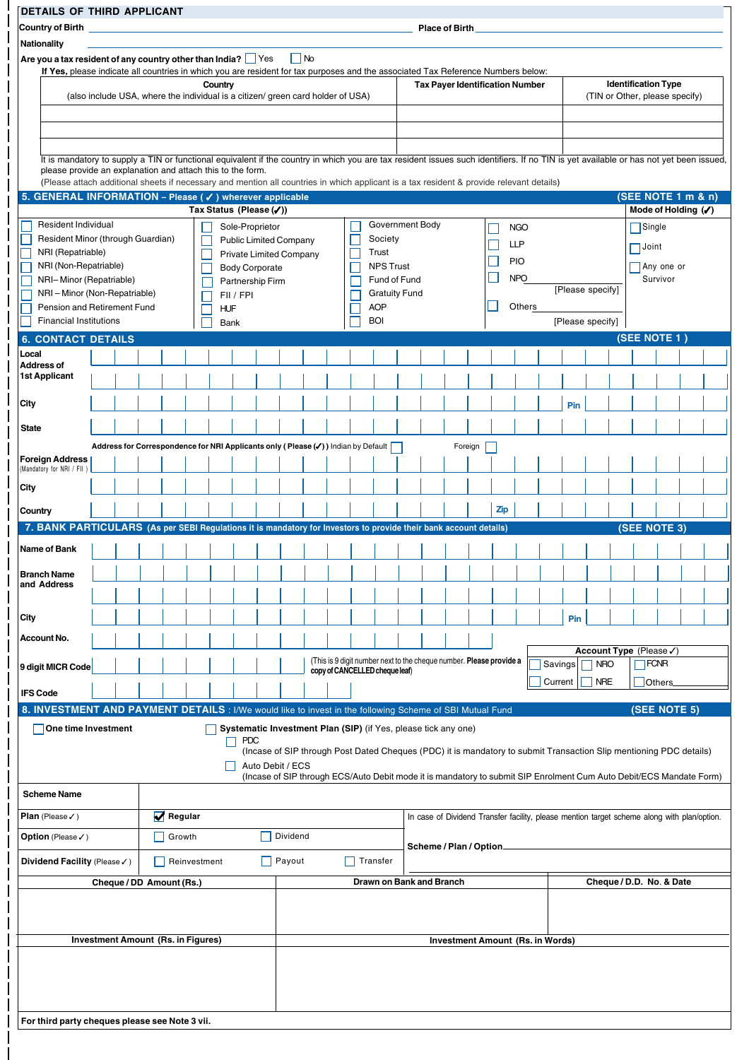## DETAILS OF THIRD APPLICANT

Country of Birth ______________________ Place of Birth ______________________

Nationality ______________________

Are you a tax resident of any country other than India? ☐ Yes ☐ No

If Yes, please indicate all countries in which you are resident for tax purposes and the associated Tax Reference Numbers below:

| Country (also include USA, where the individual is a citizen/ green card holder of USA) | Tax Payer Identification Number | Identification Type (TIN or Other, please specify) |
|---|---|---|
| | | |
| | | |
| | | |

It is mandatory to supply a TIN or functional equivalent if the country in which you are tax resident issues such identifiers. If no TIN is yet available or has not yet been issued, please provide an explanation and attach this to the form.

(Please attach additional sheets if necessary and mention all countries in which applicant is a tax resident & provide relevant details)

## 5. GENERAL INFORMATION – Please ( ✓ ) wherever applicable (SEE NOTE 1 m & n)

**Tax Status (Please (✓))**

| | | | | |
|---|---|---|---|---|
| ☐ Resident Individual | ☐ Sole-Proprietor | ☐ Government Body | ☐ NGO | |
| ☐ Resident Minor (through Guardian) | ☐ Public Limited Company | ☐ Society | ☐ LLP | |
| ☐ NRI (Repatriable) | ☐ Private Limited Company | ☐ Trust | ☐ PIO | |
| ☐ NRI (Non-Repatriable) | ☐ Body Corporate | ☐ NPS Trust | ☐ NPO [Please specify] | |
| ☐ NRI– Minor (Repatriable) | ☐ Partnership Firm | ☐ Fund of Fund | | |
| ☐ NRI – Minor (Non-Repatriable) | ☐ FII / FPI | ☐ Gratuity Fund | ☐ Others [Please specify] | |
| ☐ Pension and Retirement Fund | ☐ HUF | ☐ AOP | | |
| ☐ Financial Institutions | ☐ Bank | ☐ BOI | | |

**Mode of Holding (✓)**

☐ Single
☐ Joint
☐ Any one or Survivor

## 6. CONTACT DETAILS (SEE NOTE 1 )

Local Address of 1st Applicant ______________________

City ______________________ Pin ______________________

State ______________________

Address for Correspondence for NRI Applicants only ( Please (✓) ) Indian by Default ☐ Foreign ☐

Foreign Address (Mandatory for NRI / FII ) ______________________

City ______________________

Country ______________________ Zip ______________________

## 7. BANK PARTICULARS (As per SEBI Regulations it is mandatory for Investors to provide their bank account details) (SEE NOTE 3)

Name of Bank ______________________

Branch Name and Address ______________________

City ______________________ Pin ______________________

Account No. ______________________

9 digit MICR Code ______________________ (This is 9 digit number next to the cheque number. **Please provide a copy of CANCELLED cheque leaf**)

IFS Code ______________________

**Account Type** (Please ✓)

☐ Savings ☐ NRO ☐ FCNR
☐ Current ☐ NRE ☐ Others______

## 8. INVESTMENT AND PAYMENT DETAILS : I/We would like to invest in the following Scheme of SBI Mutual Fund (SEE NOTE 5)

☐ **One time Investment**

☐ **Systematic Investment Plan (SIP)** (if Yes, please tick any one)

☐ PDC
(Incase of SIP through Post Dated Cheques (PDC) it is mandatory to submit Transaction Slip mentioning PDC details)

☐ Auto Debit / ECS
(Incase of SIP through ECS/Auto Debit mode it is mandatory to submit SIP Enrolment Cum Auto Debit/ECS Mandate Form)

| **Scheme Name** | | | |
|---|---|---|---|
| **Plan** (Please ✓) | ☑ **Regular** | | In case of Dividend Transfer facility, please mention target scheme along with plan/option. |
| **Option** (Please ✓) | ☐ Growth | ☐ Dividend | **Scheme / Plan / Option**______ |
| **Dividend Facility** (Please ✓) | ☐ Reinvestment | ☐ Payout ☐ Transfer | |

| Cheque / DD Amount (Rs.) | Drawn on Bank and Branch | Cheque / D.D. No. & Date |
|---|---|---|
| | | |

| Investment Amount (Rs. in Figures) | Investment Amount (Rs. in Words) |
|---|---|
| | |

**For third party cheques please see Note 3 vii.**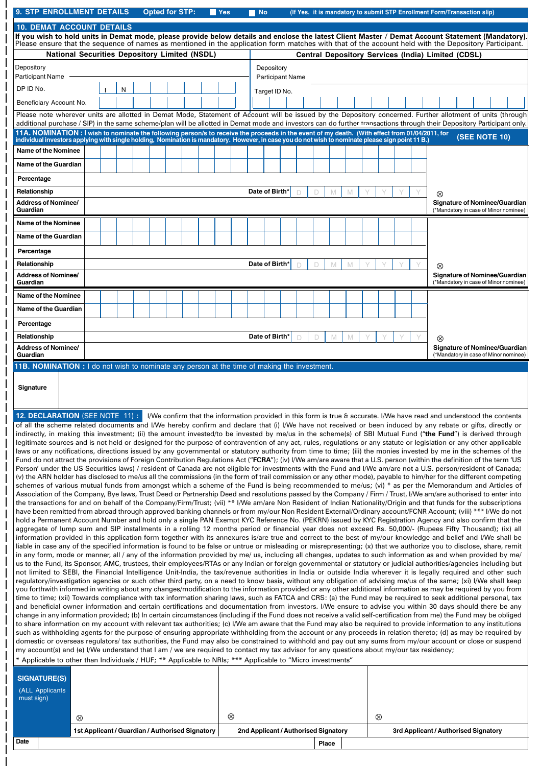## 9. STP ENROLLMENT DETAILS

Opted for STP: ☐ Yes ☐ No (If Yes, it is mandatory to submit STP Enrollment Form/Transaction slip)

## 10. DEMAT ACCOUNT DETAILS

**If you wish to hold units in Demat mode, please provide below details and enclose the latest Client Master / Demat Account Statement (Mandatory).** Please ensure that the sequence of names as mentioned in the application form matches with that of the account held with the Depository Participant.

| National Securities Depository Limited (NSDL) | | Central Depository Services (India) Limited (CDSL) | |
|---|---|---|---|
| Depository Participant Name | | Depository Participant Name | |
| DP ID No. | I N | Target ID No. | |
| Beneficiary Account No. | | | |

Please note wherever units are allotted in Demat Mode, Statement of Account will be issued by the Depository concerned. Further allotment of units (through additional purchase / SIP) in the same scheme/plan will be allotted in Demat mode and investors can do further transactions through their Depository Participant only.

## 11A. NOMINATION : I wish to nominate the following person/s to receive the proceeds in the event of my death. (With effect from 01/04/2011, for individual investors applying with single holding, Nomination is mandatory. However, in case you do not wish to nominate please sign point 11 B.) (SEE NOTE 10)

| Name of the Nominee | | |
|---|---|---|
| Name of the Guardian | | |
| Percentage | | |
| Relationship | Date of Birth* D D M M Y Y Y Y | ⊗ **Signature of Nominee/Guardian** (*Mandatory in case of Minor nominee) |
| Address of Nominee/ Guardian | | |

| Name of the Nominee | | |
|---|---|---|
| Name of the Guardian | | |
| Percentage | | |
| Relationship | Date of Birth* D D M M Y Y Y Y | ⊗ **Signature of Nominee/Guardian** (*Mandatory in case of Minor nominee) |
| Address of Nominee/ Guardian | | |

| Name of the Nominee | | |
|---|---|---|
| Name of the Guardian | | |
| Percentage | | |
| Relationship | Date of Birth* D D M M Y Y Y Y | ⊗ **Signature of Nominee/Guardian** (*Mandatory in case of Minor nominee) |
| Address of Nominee/ Guardian | | |

## 11B. NOMINATION : I do not wish to nominate any person at the time of making the investment.

| Signature | |
|---|---|

## 12. DECLARATION (SEE NOTE 11) :

I/We confirm that the information provided in this form is true & accurate. I/We have read and understood the contents of all the scheme related documents and I/We hereby confirm and declare that (i) I/We have not received or been induced by any rebate or gifts, directly or indirectly, in making this investment; (ii) the amount invested/to be invested by me/us in the scheme(s) of SBI Mutual Fund ("**the Fund**") is derived through legitimate sources and is not held or designed for the purpose of contravention of any act, rules, regulations or any statute or legislation or any other applicable laws or any notifications, directions issued by any governmental or statutory authority from time to time; (iii) the monies invested by me in the schemes of the Fund do not attract the provisions of Foreign Contribution Regulations Act ("**FCRA**"); (iv) I/We am/are aware that a U.S. person (within the definition of the term 'US Person' under the US Securities laws) / resident of Canada are not eligible for investments with the Fund and I/We am/are not a U.S. person/resident of Canada; (v) the ARN holder has disclosed to me/us all the commissions (in the form of trail commission or any other mode), payable to him/her for the different competing schemes of various mutual funds from amongst which a scheme of the Fund is being recommended to me/us; (vi) * as per the Memorandum and Articles of Association of the Company, Bye laws, Trust Deed or Partnership Deed and resolutions passed by the Company / Firm / Trust, I/We am/are authorised to enter into the transactions for and on behalf of the Company/Firm/Trust; (vii) ** I/We am/are Non Resident of Indian Nationality/Origin and that funds for the subscriptions have been remitted from abroad through approved banking channels or from my/our Non Resident External/Ordinary account/FCNR Account; (viii) *** I/We do not hold a Permanent Account Number and hold only a single PAN Exempt KYC Reference No. (PEKRN) issued by KYC Registration Agency and also confirm that the aggregate of lump sum and SIP installments in a rolling 12 months period or financial year does not exceed Rs. 50,000/- (Rupees Fifty Thousand); (ix) all information provided in this application form together with its annexures is/are true and correct to the best of my/our knowledge and belief and I/We shall be liable in case any of the specified information is found to be false or untrue or misleading or misrepresenting; (x) that we authorize you to disclose, share, remit in any form, mode or manner, all / any of the information provided by me/ us, including all changes, updates to such information as and when provided by me/ us to the Fund, its Sponsor, AMC, trustees, their employees/RTAs or any Indian or foreign governmental or statutory or judicial authorities/agencies including but not limited to SEBI, the Financial Intelligence Unit-India, the tax/revenue authorities in India or outside India wherever it is legally required and other such regulatory/investigation agencies or such other third party, on a need to know basis, without any obligation of advising me/us of the same; (xi) I/We shall keep you forthwith informed in writing about any changes/modification to the information provided or any other additional information as may be required by you from time to time; (xii) Towards compliance with tax information sharing laws, such as FATCA and CRS: (a) the Fund may be required to seek additional personal, tax and beneficial owner information and certain certifications and documentation from investors. I/We ensure to advise you within 30 days should there be any change in any information provided; (b) In certain circumstances (including if the Fund does not receive a valid self-certification from me) the Fund may be obliged to share information on my account with relevant tax authorities; (c) I/We am aware that the Fund may also be required to provide information to any institutions such as withholding agents for the purpose of ensuring appropriate withholding from the account or any proceeds in relation thereto; (d) as may be required by domestic or overseas regulators/ tax authorities, the Fund may also be constrained to withhold and pay out any sums from my/our account or close or suspend my account(s) and (e) I/We understand that I am / we are required to contact my tax advisor for any questions about my/our tax residency;

\* Applicable to other than Individuals / HUF; ** Applicable to NRIs; *** Applicable to "Micro investments"

| SIGNATURE(S) (ALL Applicants must sign) | ⊗ | ⊗ | ⊗ |
|---|---|---|---|
| | 1st Applicant / Guardian / Authorised Signatory | 2nd Applicant / Authorised Signatory | 3rd Applicant / Authorised Signatory |
| Date | | Place | |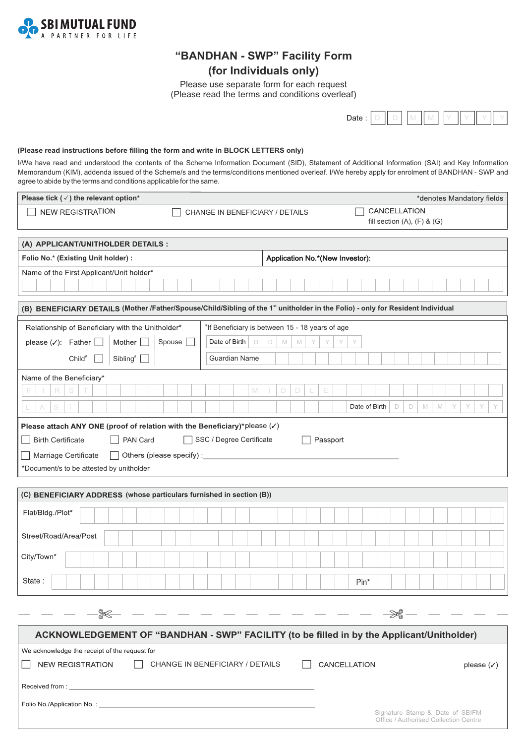**SBI MUTUAL FUND**
A PARTNER FOR LIFE

# "BANDHAN - SWP" Facility Form
## (for Individuals only)

Please use separate form for each request
(Please read the terms and conditions overleaf)

Date : D D M M Y Y Y Y

**(Please read instructions before filling the form and write in BLOCK LETTERS only)**

I/We have read and understood the contents of the Scheme Information Document (SID), Statement of Additional Information (SAI) and Key Information Memorandum (KIM), addenda issued of the Scheme/s and the terms/conditions mentioned overleaf. I/We hereby apply for enrolment of BANDHAN - SWP and agree to abide by the terms and conditions applicable for the same.

**Please tick (✓) the relevant option*** — *denotes Mandatory fields

☐ NEW REGISTRATION ☐ CHANGE IN BENEFICIARY / DETAILS ☐ CANCELLATION fill section (A), (F) & (G)

### (A) APPLICANT/UNITHOLDER DETAILS :

| **Folio No.* (Existing Unit holder) :** | **Application No.*(New Investor):** |
|---|---|

Name of the First Applicant/Unit holder*

### (B) BENEFICIARY DETAILS (Mother /Father/Spouse/Child/Sibling of the 1st unitholder in the Folio) - only for Resident Individual

Relationship of Beneficiary with the Unitholder*

please (✓): Father ☐ Mother ☐ Spouse ☐ Child# ☐ Sibling# ☐

#If Beneficiary is between 15 - 18 years of age

Date of Birth D D M M Y Y Y Y

Guardian Name

Name of the Beneficiary*

F I R S T M I D D L E

L A S T Date of Birth D D M M Y Y Y Y

**Please attach ANY ONE (proof of relation with the Beneficiary)***please (✓)

☐ Birth Certificate ☐ PAN Card ☐ SSC / Degree Certificate ☐ Passport

☐ Marriage Certificate ☐ Others (please specify) : ______________________

*Document/s to be attested by unitholder

### (C) BENEFICIARY ADDRESS (whose particulars furnished in section (B))

Flat/Bldg./Plot*

Street/Road/Area/Post

City/Town*

State : Pin*

---

### ACKNOWLEDGEMENT OF "BANDHAN - SWP" FACILITY (to be filled in by the Applicant/Unitholder)

We acknowledge the receipt of the request for

☐ NEW REGISTRATION ☐ CHANGE IN BENEFICIARY / DETAILS ☐ CANCELLATION please (✓)

Received from : ______________________

Folio No./Application No. : ______________________

Signature Stamp & Date of SBIFM Office / Authorised Collection Centre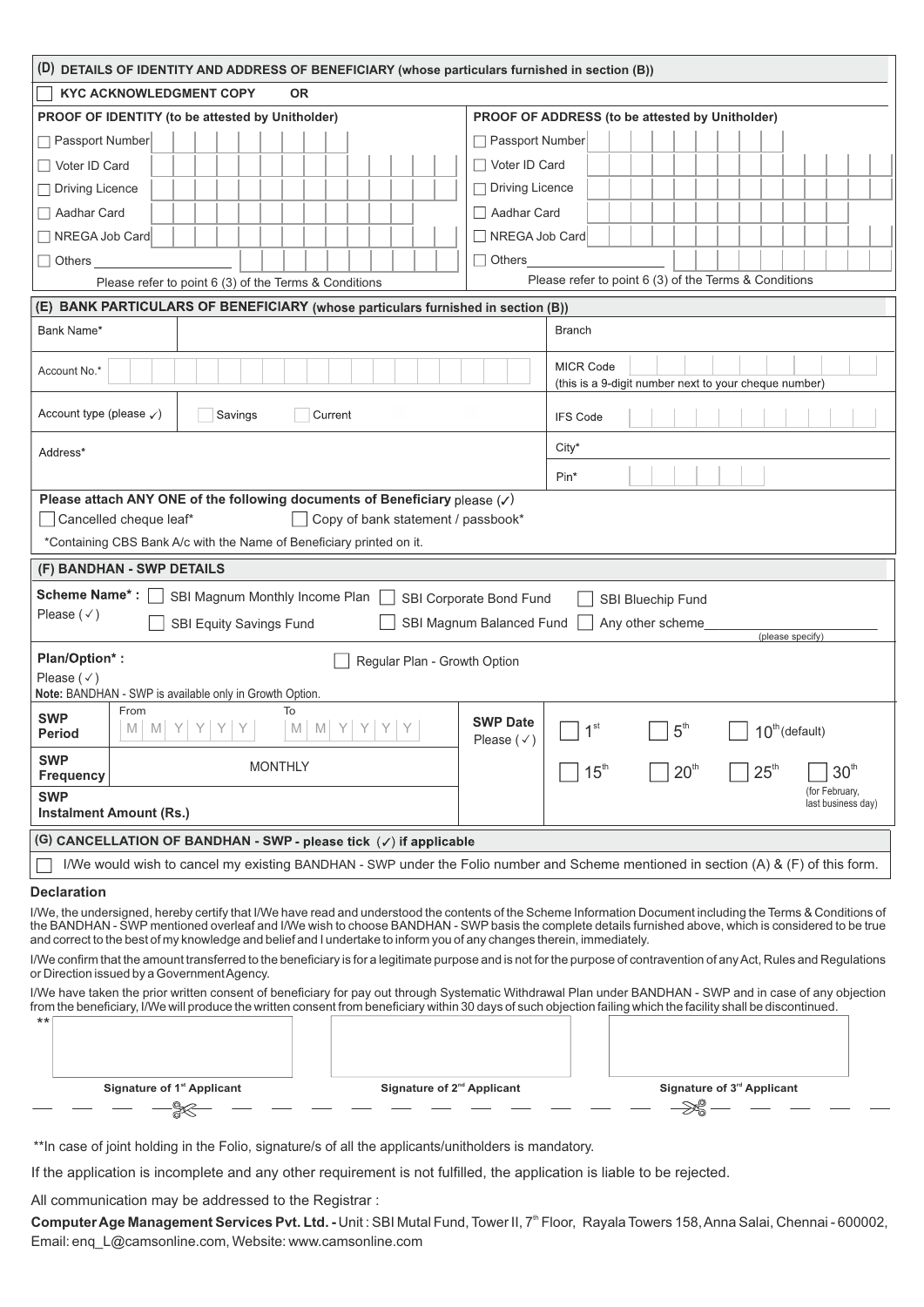## (D) DETAILS OF IDENTITY AND ADDRESS OF BENEFICIARY (whose particulars furnished in section (B))

☐ **KYC ACKNOWLEDGMENT COPY OR**

| **PROOF OF IDENTITY (to be attested by Unitholder)** | **PROOF OF ADDRESS (to be attested by Unitholder)** |
|---|---|
| ☐ Passport Number | ☐ Passport Number |
| ☐ Voter ID Card | ☐ Voter ID Card |
| ☐ Driving Licence | ☐ Driving Licence |
| ☐ Aadhar Card | ☐ Aadhar Card |
| ☐ NREGA Job Card | ☐ NREGA Job Card |
| ☐ Others ____________ | ☐ Others ____________ |
| Please refer to point 6 (3) of the Terms & Conditions | Please refer to point 6 (3) of the Terms & Conditions |

## (E) BANK PARTICULARS OF BENEFICIARY (whose particulars furnished in section (B))

| | |
|---|---|
| Bank Name* | Branch |
| Account No.* | MICR Code (this is a 9-digit number next to your cheque number) |
| Account type (please ✓) ☐ Savings ☐ Current | IFS Code |
| Address* | City* |
| | Pin* |

**Please attach ANY ONE of the following documents of Beneficiary** please (✓)

☐ Cancelled cheque leaf* ☐ Copy of bank statement / passbook*

*Containing CBS Bank A/c with the Name of Beneficiary printed on it.

## (F) BANDHAN - SWP DETAILS

**Scheme Name*** : Please (✓)
☐ SBI Magnum Monthly Income Plan ☐ SBI Corporate Bond Fund ☐ SBI Bluechip Fund
☐ SBI Equity Savings Fund ☐ SBI Magnum Balanced Fund ☐ Any other scheme____________ (please specify)

**Plan/Option*** : Please (✓) ☐ Regular Plan - Growth Option

**Note:** BANDHAN - SWP is available only in Growth Option.

| | | | |
|---|---|---|---|
| **SWP Period** | From M M Y Y Y Y To M M Y Y Y Y | **SWP Date** Please (✓) | ☐ 1st ☐ 5th ☐ 10th (default) |
| **SWP Frequency** | MONTHLY | | ☐ 15th ☐ 20th ☐ 25th ☐ 30th (for February, last business day) |
| **SWP Instalment Amount (Rs.)** | | | |

## (G) CANCELLATION OF BANDHAN - SWP - please tick (✓) if applicable

☐ I/We would wish to cancel my existing BANDHAN - SWP under the Folio number and Scheme mentioned in section (A) & (F) of this form.

### Declaration

I/We, the undersigned, hereby certify that I/We have read and understood the contents of the Scheme Information Document including the Terms & Conditions of the BANDHAN - SWP mentioned overleaf and I/We wish to choose BANDHAN - SWP basis the complete details furnished above, which is considered to be true and correct to the best of my knowledge and belief and I undertake to inform you of any changes therein, immediately.

I/We confirm that the amount transferred to the beneficiary is for a legitimate purpose and is not for the purpose of contravention of any Act, Rules and Regulations or Direction issued by a Government Agency.

I/We have taken the prior written consent of beneficiary for pay out through Systematic Withdrawal Plan under BANDHAN - SWP and in case of any objection from the beneficiary, I/We will produce the written consent from beneficiary within 30 days of such objection failing which the facility shall be discontinued.

| ** | | |
|---|---|---|
| **Signature of 1st Applicant** | **Signature of 2nd Applicant** | **Signature of 3rd Applicant** |

**In case of joint holding in the Folio, signature/s of all the applicants/unitholders is mandatory.

If the application is incomplete and any other requirement is not fulfilled, the application is liable to be rejected.

All communication may be addressed to the Registrar :

**Computer Age Management Services Pvt. Ltd. -** Unit : SBI Mutal Fund, Tower II, 7th Floor, Rayala Towers 158, Anna Salai, Chennai - 600002, Email: enq_L@camsonline.com, Website: www.camsonline.com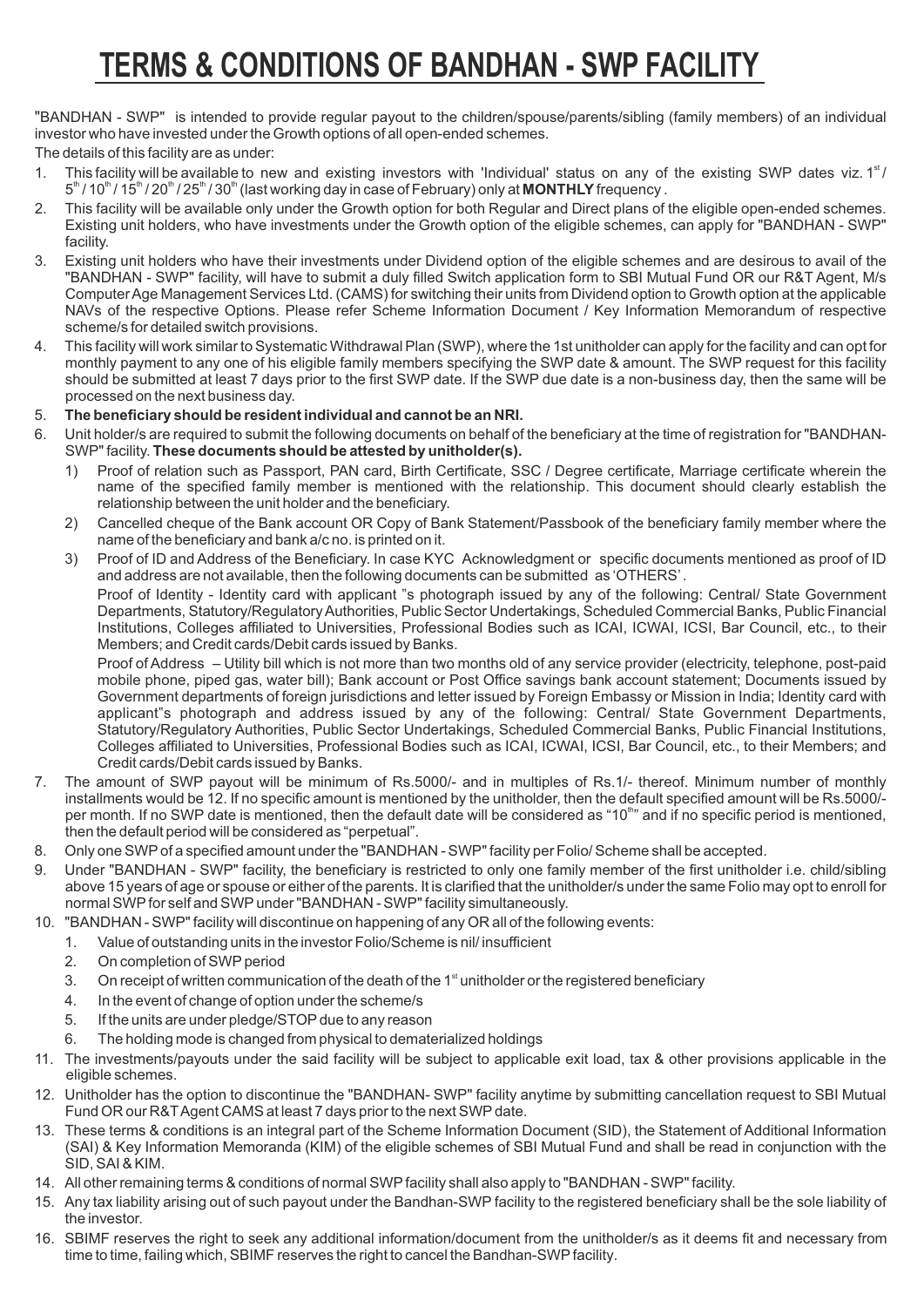# TERMS & CONDITIONS OF BANDHAN - SWP FACILITY

"BANDHAN - SWP" is intended to provide regular payout to the children/spouse/parents/sibling (family members) of an individual investor who have invested under the Growth options of all open-ended schemes.

The details of this facility are as under:

1. This facility will be available to new and existing investors with 'Individual' status on any of the existing SWP dates viz. 1st / 5th / 10th / 15th / 20th / 25th / 30th (last working day in case of February) only at **MONTHLY** frequency .
2. This facility will be available only under the Growth option for both Regular and Direct plans of the eligible open-ended schemes. Existing unit holders, who have investments under the Growth option of the eligible schemes, can apply for "BANDHAN - SWP" facility.
3. Existing unit holders who have their investments under Dividend option of the eligible schemes and are desirous to avail of the "BANDHAN - SWP" facility, will have to submit a duly filled Switch application form to SBI Mutual Fund OR our R&T Agent, M/s Computer Age Management Services Ltd. (CAMS) for switching their units from Dividend option to Growth option at the applicable NAVs of the respective Options. Please refer Scheme Information Document / Key Information Memorandum of respective scheme/s for detailed switch provisions.
4. This facility will work similar to Systematic Withdrawal Plan (SWP), where the 1st unitholder can apply for the facility and can opt for monthly payment to any one of his eligible family members specifying the SWP date & amount. The SWP request for this facility should be submitted at least 7 days prior to the first SWP date. If the SWP due date is a non-business day, then the same will be processed on the next business day.
5. **The beneficiary should be resident individual and cannot be an NRI.**
6. Unit holder/s are required to submit the following documents on behalf of the beneficiary at the time of registration for "BANDHAN-SWP" facility. **These documents should be attested by unitholder(s).**
   1) Proof of relation such as Passport, PAN card, Birth Certificate, SSC / Degree certificate, Marriage certificate wherein the name of the specified family member is mentioned with the relationship. This document should clearly establish the relationship between the unit holder and the beneficiary.
   2) Cancelled cheque of the Bank account OR Copy of Bank Statement/Passbook of the beneficiary family member where the name of the beneficiary and bank a/c no. is printed on it.
   3) Proof of ID and Address of the Beneficiary. In case KYC Acknowledgment or specific documents mentioned as proof of ID and address are not available, then the following documents can be submitted as 'OTHERS'.

      Proof of Identity - Identity card with applicant "s photograph issued by any of the following: Central/ State Government Departments, Statutory/Regulatory Authorities, Public Sector Undertakings, Scheduled Commercial Banks, Public Financial Institutions, Colleges affiliated to Universities, Professional Bodies such as ICAI, ICWAI, ICSI, Bar Council, etc., to their Members; and Credit cards/Debit cards issued by Banks.

      Proof of Address – Utility bill which is not more than two months old of any service provider (electricity, telephone, post-paid mobile phone, piped gas, water bill); Bank account or Post Office savings bank account statement; Documents issued by Government departments of foreign jurisdictions and letter issued by Foreign Embassy or Mission in India; Identity card with applicant"s photograph and address issued by any of the following: Central/ State Government Departments, Statutory/Regulatory Authorities, Public Sector Undertakings, Scheduled Commercial Banks, Public Financial Institutions, Colleges affiliated to Universities, Professional Bodies such as ICAI, ICWAI, ICSI, Bar Council, etc., to their Members; and Credit cards/Debit cards issued by Banks.
7. The amount of SWP payout will be minimum of Rs.5000/- and in multiples of Rs.1/- thereof. Minimum number of monthly installments would be 12. If no specific amount is mentioned by the unitholder, then the default specified amount will be Rs.5000/- per month. If no SWP date is mentioned, then the default date will be considered as "10th" and if no specific period is mentioned, then the default period will be considered as "perpetual".
8. Only one SWP of a specified amount under the "BANDHAN - SWP" facility per Folio/ Scheme shall be accepted.
9. Under "BANDHAN - SWP" facility, the beneficiary is restricted to only one family member of the first unitholder i.e. child/sibling above 15 years of age or spouse or either of the parents. It is clarified that the unitholder/s under the same Folio may opt to enroll for normal SWP for self and SWP under "BANDHAN - SWP" facility simultaneously.
10. "BANDHAN - SWP" facility will discontinue on happening of any OR all of the following events:
    1. Value of outstanding units in the investor Folio/Scheme is nil/ insufficient
    2. On completion of SWP period
    3. On receipt of written communication of the death of the 1st unitholder or the registered beneficiary
    4. In the event of change of option under the scheme/s
    5. If the units are under pledge/STOP due to any reason
    6. The holding mode is changed from physical to dematerialized holdings
11. The investments/payouts under the said facility will be subject to applicable exit load, tax & other provisions applicable in the eligible schemes.
12. Unitholder has the option to discontinue the "BANDHAN- SWP" facility anytime by submitting cancellation request to SBI Mutual Fund OR our R&T Agent CAMS at least 7 days prior to the next SWP date.
13. These terms & conditions is an integral part of the Scheme Information Document (SID), the Statement of Additional Information (SAI) & Key Information Memoranda (KIM) of the eligible schemes of SBI Mutual Fund and shall be read in conjunction with the SID, SAI & KIM.
14. All other remaining terms & conditions of normal SWP facility shall also apply to "BANDHAN - SWP" facility.
15. Any tax liability arising out of such payout under the Bandhan-SWP facility to the registered beneficiary shall be the sole liability of the investor.
16. SBIMF reserves the right to seek any additional information/document from the unitholder/s as it deems fit and necessary from time to time, failing which, SBIMF reserves the right to cancel the Bandhan-SWP facility.